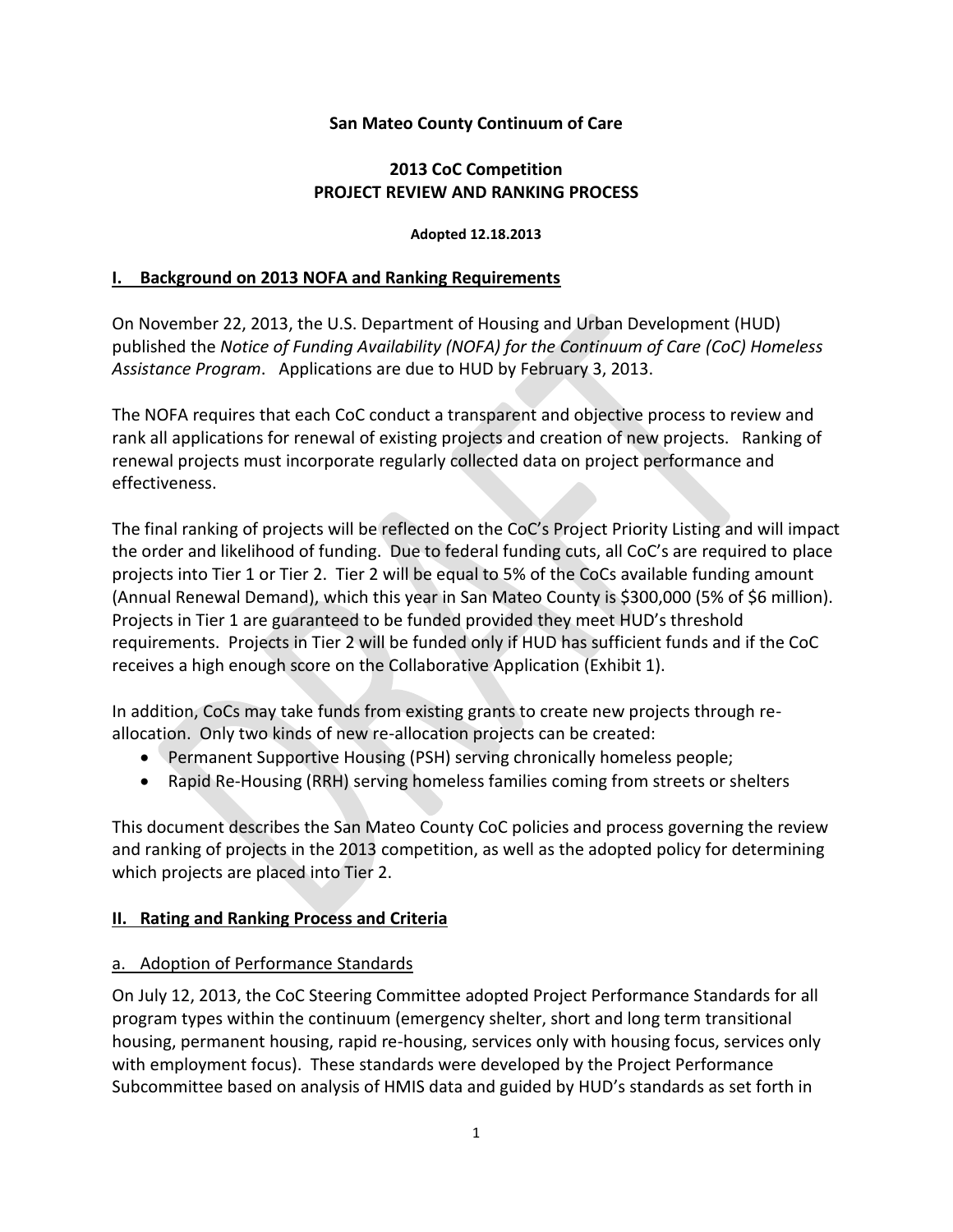**San Mateo County Continuum of Care**

**2013 CoC Competition**
**PROJECT REVIEW AND RANKING PROCESS**

**Adopted 12.18.2013**

## I. Background on 2013 NOFA and Ranking Requirements

On November 22, 2013, the U.S. Department of Housing and Urban Development (HUD) published the *Notice of Funding Availability (NOFA) for the Continuum of Care (CoC) Homeless Assistance Program*. Applications are due to HUD by February 3, 2013.

The NOFA requires that each CoC conduct a transparent and objective process to review and rank all applications for renewal of existing projects and creation of new projects. Ranking of renewal projects must incorporate regularly collected data on project performance and effectiveness.

The final ranking of projects will be reflected on the CoC's Project Priority Listing and will impact the order and likelihood of funding. Due to federal funding cuts, all CoC's are required to place projects into Tier 1 or Tier 2. Tier 2 will be equal to 5% of the CoCs available funding amount (Annual Renewal Demand), which this year in San Mateo County is $300,000 (5% of $6 million). Projects in Tier 1 are guaranteed to be funded provided they meet HUD's threshold requirements. Projects in Tier 2 will be funded only if HUD has sufficient funds and if the CoC receives a high enough score on the Collaborative Application (Exhibit 1).

In addition, CoCs may take funds from existing grants to create new projects through re-allocation. Only two kinds of new re-allocation projects can be created:

- Permanent Supportive Housing (PSH) serving chronically homeless people;
- Rapid Re-Housing (RRH) serving homeless families coming from streets or shelters

This document describes the San Mateo County CoC policies and process governing the review and ranking of projects in the 2013 competition, as well as the adopted policy for determining which projects are placed into Tier 2.

## II. Rating and Ranking Process and Criteria

### a. Adoption of Performance Standards

On July 12, 2013, the CoC Steering Committee adopted Project Performance Standards for all program types within the continuum (emergency shelter, short and long term transitional housing, permanent housing, rapid re-housing, services only with housing focus, services only with employment focus). These standards were developed by the Project Performance Subcommittee based on analysis of HMIS data and guided by HUD's standards as set forth in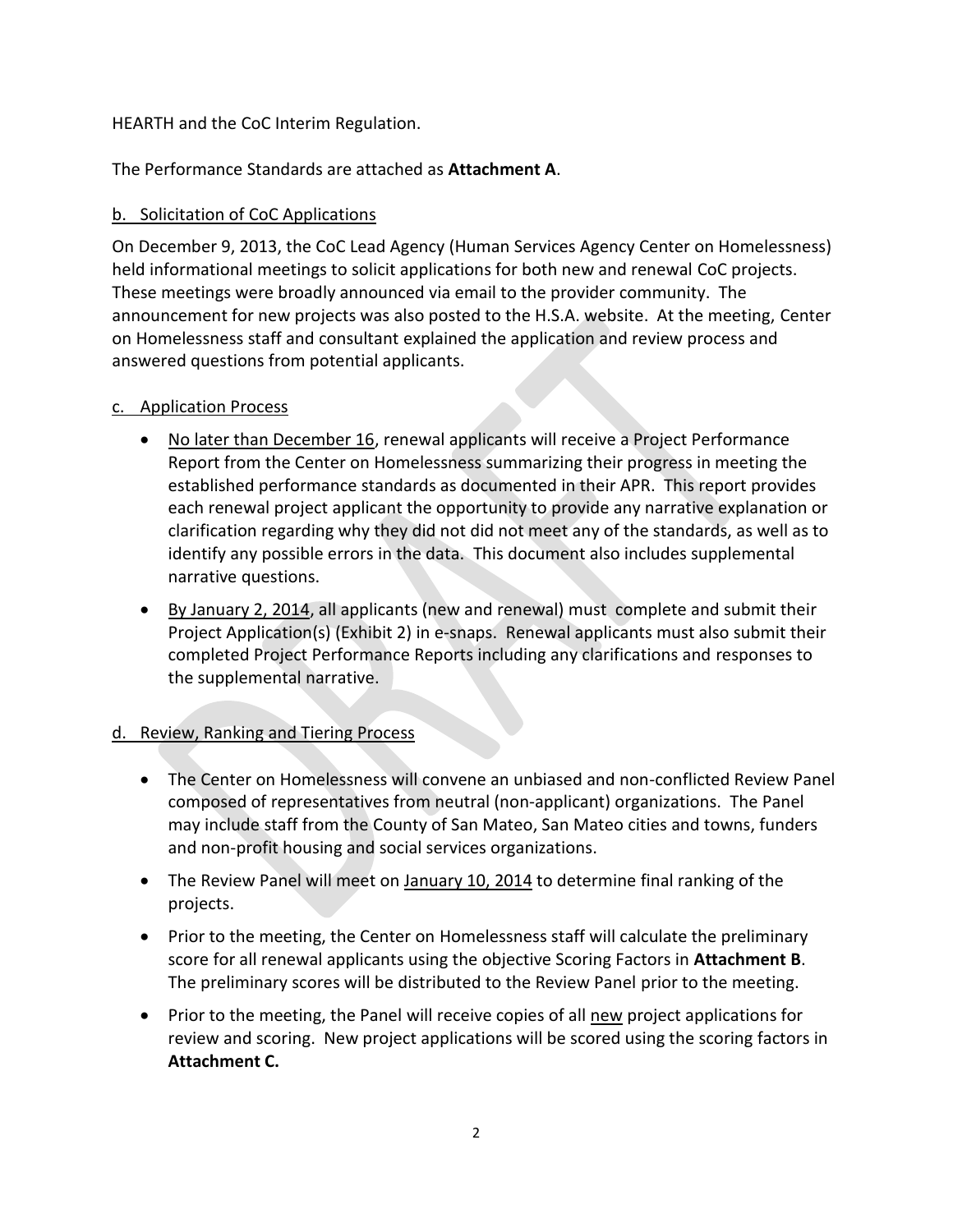HEARTH and the CoC Interim Regulation.

The Performance Standards are attached as **Attachment A**.

<u>b. Solicitation of CoC Applications</u>

On December 9, 2013, the CoC Lead Agency (Human Services Agency Center on Homelessness) held informational meetings to solicit applications for both new and renewal CoC projects. These meetings were broadly announced via email to the provider community. The announcement for new projects was also posted to the H.S.A. website. At the meeting, Center on Homelessness staff and consultant explained the application and review process and answered questions from potential applicants.

<u>c. Application Process</u>

- <u>No later than December 16</u>, renewal applicants will receive a Project Performance Report from the Center on Homelessness summarizing their progress in meeting the established performance standards as documented in their APR. This report provides each renewal project applicant the opportunity to provide any narrative explanation or clarification regarding why they did not did not meet any of the standards, as well as to identify any possible errors in the data. This document also includes supplemental narrative questions.
- <u>By January 2, 2014</u>, all applicants (new and renewal) must complete and submit their Project Application(s) (Exhibit 2) in e-snaps. Renewal applicants must also submit their completed Project Performance Reports including any clarifications and responses to the supplemental narrative.

<u>d. Review, Ranking and Tiering Process</u>

- The Center on Homelessness will convene an unbiased and non-conflicted Review Panel composed of representatives from neutral (non-applicant) organizations. The Panel may include staff from the County of San Mateo, San Mateo cities and towns, funders and non-profit housing and social services organizations.
- The Review Panel will meet on <u>January 10, 2014</u> to determine final ranking of the projects.
- Prior to the meeting, the Center on Homelessness staff will calculate the preliminary score for all renewal applicants using the objective Scoring Factors in **Attachment B**. The preliminary scores will be distributed to the Review Panel prior to the meeting.
- Prior to the meeting, the Panel will receive copies of all <u>new</u> project applications for review and scoring. New project applications will be scored using the scoring factors in **Attachment C.**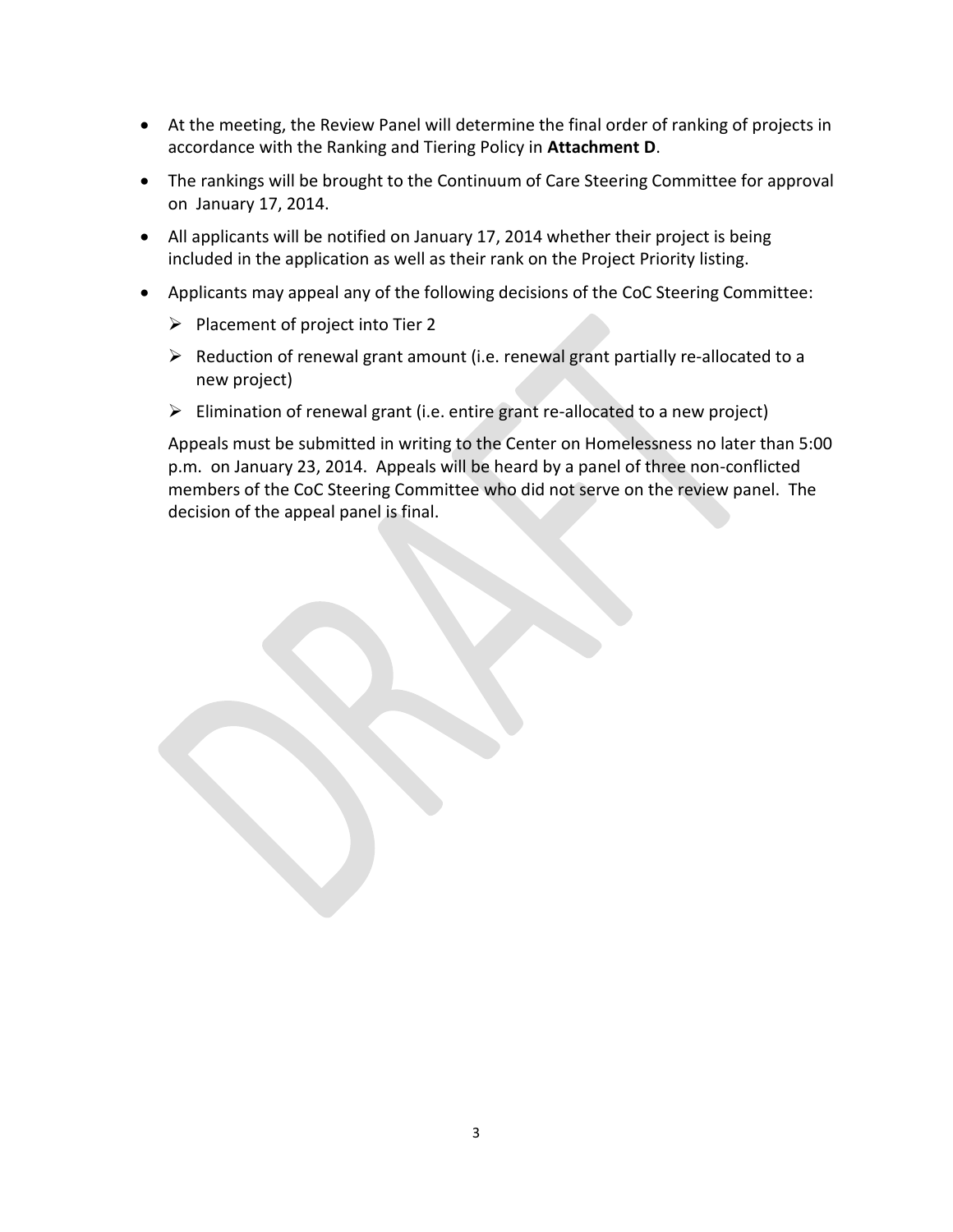- At the meeting, the Review Panel will determine the final order of ranking of projects in accordance with the Ranking and Tiering Policy in **Attachment D**.
- The rankings will be brought to the Continuum of Care Steering Committee for approval on January 17, 2014.
- All applicants will be notified on January 17, 2014 whether their project is being included in the application as well as their rank on the Project Priority listing.
- Applicants may appeal any of the following decisions of the CoC Steering Committee:
  - Placement of project into Tier 2
  - Reduction of renewal grant amount (i.e. renewal grant partially re-allocated to a new project)
  - Elimination of renewal grant (i.e. entire grant re-allocated to a new project)

  Appeals must be submitted in writing to the Center on Homelessness no later than 5:00 p.m. on January 23, 2014. Appeals will be heard by a panel of three non-conflicted members of the CoC Steering Committee who did not serve on the review panel. The decision of the appeal panel is final.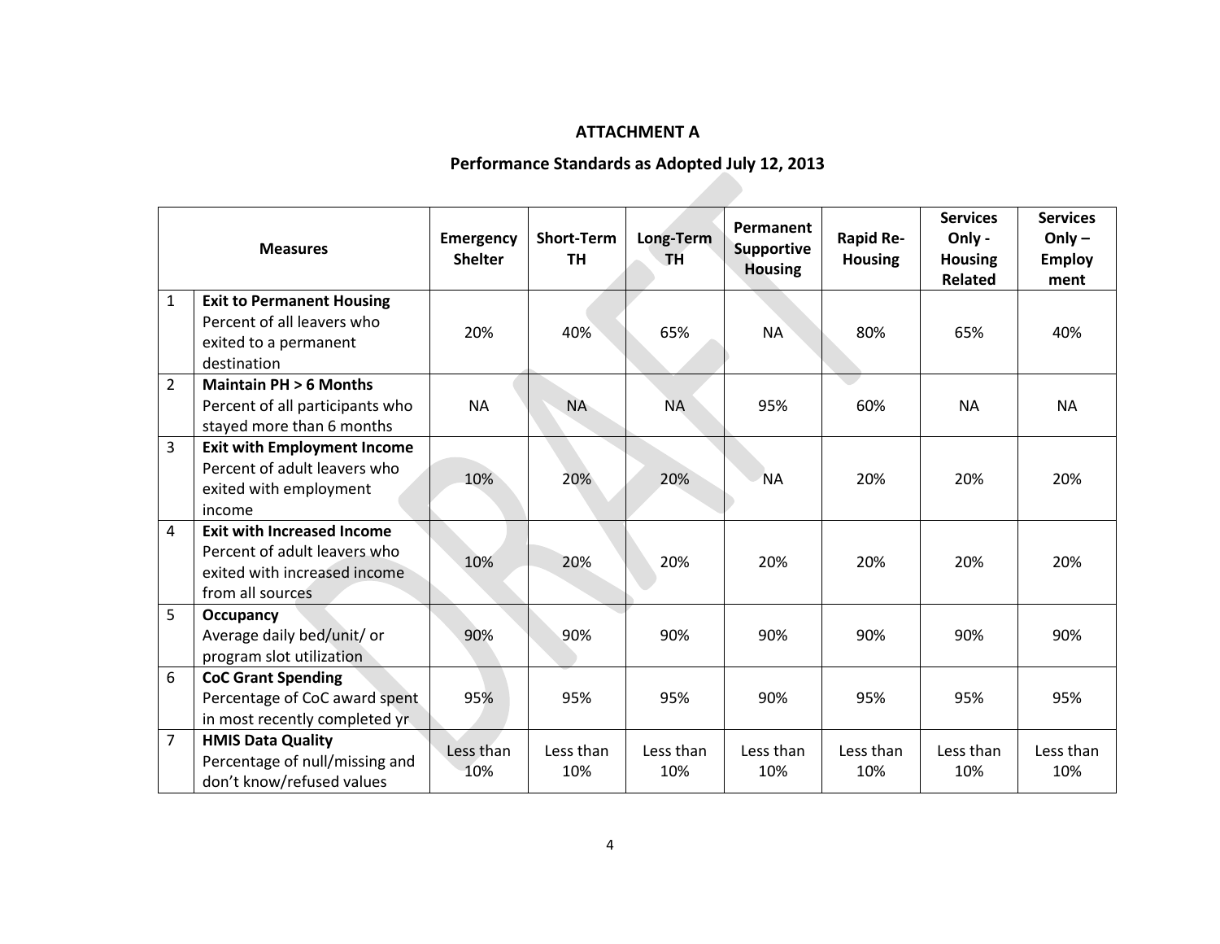**ATTACHMENT A**

**Performance Standards as Adopted July 12, 2013**

| | Measures | Emergency Shelter | Short-Term TH | Long-Term TH | Permanent Supportive Housing | Rapid Re-Housing | Services Only - Housing Related | Services Only – Employ ment |
|---|---|---|---|---|---|---|---|---|
| 1 | **Exit to Permanent Housing** Percent of all leavers who exited to a permanent destination | 20% | 40% | 65% | NA | 80% | 65% | 40% |
| 2 | **Maintain PH > 6 Months** Percent of all participants who stayed more than 6 months | NA | NA | NA | 95% | 60% | NA | NA |
| 3 | **Exit with Employment Income** Percent of adult leavers who exited with employment income | 10% | 20% | 20% | NA | 20% | 20% | 20% |
| 4 | **Exit with Increased Income** Percent of adult leavers who exited with increased income from all sources | 10% | 20% | 20% | 20% | 20% | 20% | 20% |
| 5 | **Occupancy** Average daily bed/unit/ or program slot utilization | 90% | 90% | 90% | 90% | 90% | 90% | 90% |
| 6 | **CoC Grant Spending** Percentage of CoC award spent in most recently completed yr | 95% | 95% | 95% | 90% | 95% | 95% | 95% |
| 7 | **HMIS Data Quality** Percentage of null/missing and don't know/refused values | Less than 10% | Less than 10% | Less than 10% | Less than 10% | Less than 10% | Less than 10% | Less than 10% |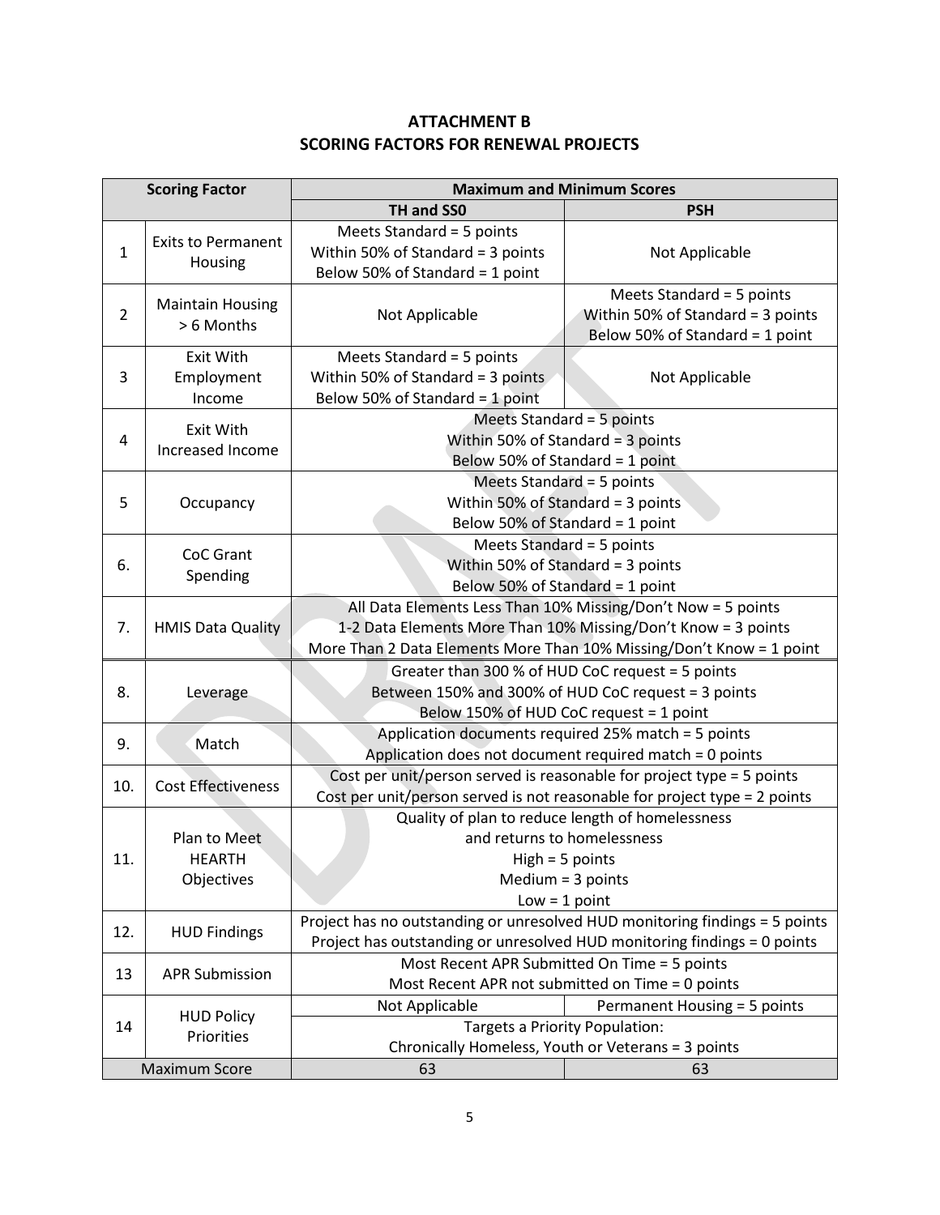## ATTACHMENT B
## SCORING FACTORS FOR RENEWAL PROJECTS

| Scoring Factor | | Maximum and Minimum Scores | |
|---|---|---|---|
| | | TH and SS0 | PSH |
| 1 | Exits to Permanent Housing | Meets Standard = 5 points<br>Within 50% of Standard = 3 points<br>Below 50% of Standard = 1 point | Not Applicable |
| 2 | Maintain Housing > 6 Months | Not Applicable | Meets Standard = 5 points<br>Within 50% of Standard = 3 points<br>Below 50% of Standard = 1 point |
| 3 | Exit With Employment Income | Meets Standard = 5 points<br>Within 50% of Standard = 3 points<br>Below 50% of Standard = 1 point | Not Applicable |
| 4 | Exit With Increased Income | Meets Standard = 5 points<br>Within 50% of Standard = 3 points<br>Below 50% of Standard = 1 point | |
| 5 | Occupancy | Meets Standard = 5 points<br>Within 50% of Standard = 3 points<br>Below 50% of Standard = 1 point | |
| 6. | CoC Grant Spending | Meets Standard = 5 points<br>Within 50% of Standard = 3 points<br>Below 50% of Standard = 1 point | |
| 7. | HMIS Data Quality | All Data Elements Less Than 10% Missing/Don't Now = 5 points<br>1-2 Data Elements More Than 10% Missing/Don't Know = 3 points<br>More Than 2 Data Elements More Than 10% Missing/Don't Know = 1 point | |
| 8. | Leverage | Greater than 300 % of HUD CoC request = 5 points<br>Between 150% and 300% of HUD CoC request = 3 points<br>Below 150% of HUD CoC request = 1 point | |
| 9. | Match | Application documents required 25% match = 5 points<br>Application does not document required match = 0 points | |
| 10. | Cost Effectiveness | Cost per unit/person served is reasonable for project type = 5 points<br>Cost per unit/person served is not reasonable for project type = 2 points | |
| 11. | Plan to Meet HEARTH Objectives | Quality of plan to reduce length of homelessness and returns to homelessness<br>High = 5 points<br>Medium = 3 points<br>Low = 1 point | |
| 12. | HUD Findings | Project has no outstanding or unresolved HUD monitoring findings = 5 points<br>Project has outstanding or unresolved HUD monitoring findings = 0 points | |
| 13 | APR Submission | Most Recent APR Submitted On Time = 5 points<br>Most Recent APR not submitted on Time = 0 points | |
| 14 | HUD Policy Priorities | Not Applicable | Permanent Housing = 5 points |
| | | Targets a Priority Population:<br>Chronically Homeless, Youth or Veterans = 3 points | |
| Maximum Score | | 63 | 63 |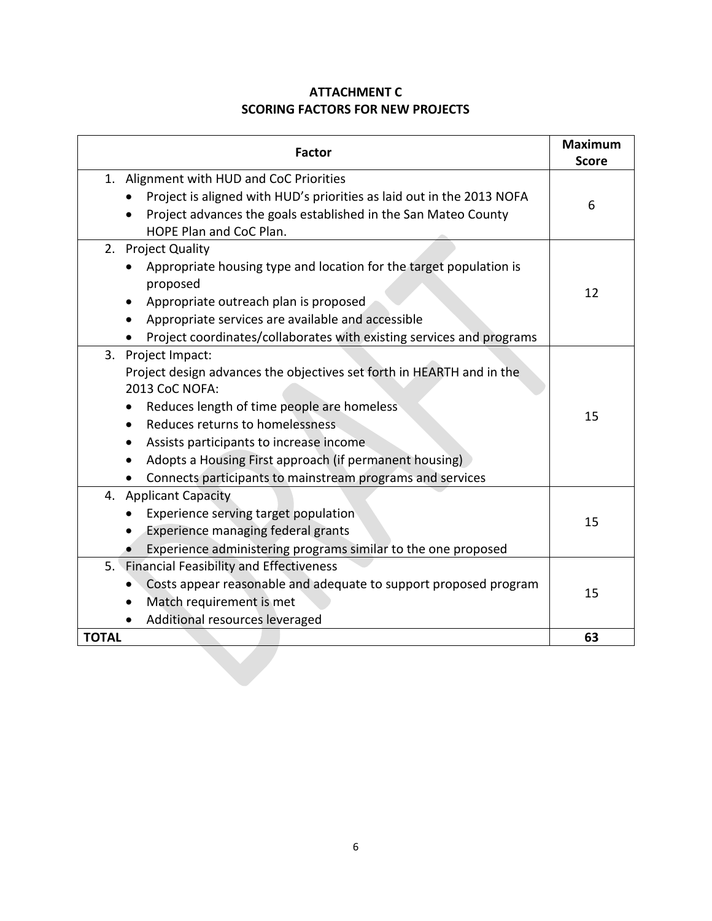# ATTACHMENT C
## SCORING FACTORS FOR NEW PROJECTS

| Factor | Maximum Score |
|---|---|
| 1. Alignment with HUD and CoC Priorities<br>• Project is aligned with HUD's priorities as laid out in the 2013 NOFA<br>• Project advances the goals established in the San Mateo County HOPE Plan and CoC Plan. | 6 |
| 2. Project Quality<br>• Appropriate housing type and location for the target population is proposed<br>• Appropriate outreach plan is proposed<br>• Appropriate services are available and accessible<br>• Project coordinates/collaborates with existing services and programs | 12 |
| 3. Project Impact:<br>Project design advances the objectives set forth in HEARTH and in the 2013 CoC NOFA:<br>• Reduces length of time people are homeless<br>• Reduces returns to homelessness<br>• Assists participants to increase income<br>• Adopts a Housing First approach (if permanent housing)<br>• Connects participants to mainstream programs and services | 15 |
| 4. Applicant Capacity<br>• Experience serving target population<br>• Experience managing federal grants<br>• Experience administering programs similar to the one proposed | 15 |
| 5. Financial Feasibility and Effectiveness<br>• Costs appear reasonable and adequate to support proposed program<br>• Match requirement is met<br>• Additional resources leveraged | 15 |
| **TOTAL** | **63** |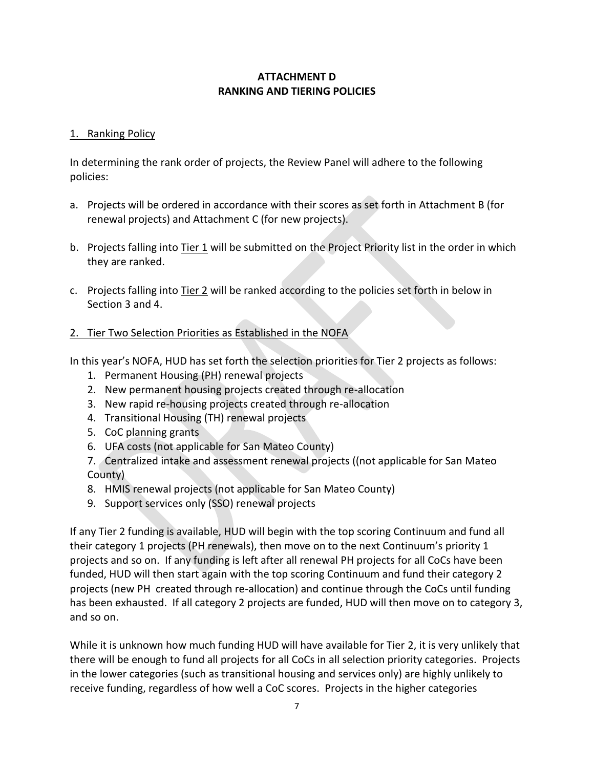**ATTACHMENT D**
**RANKING AND TIERING POLICIES**

1. Ranking Policy

In determining the rank order of projects, the Review Panel will adhere to the following policies:

a. Projects will be ordered in accordance with their scores as set forth in Attachment B (for renewal projects) and Attachment C (for new projects).

b. Projects falling into Tier 1 will be submitted on the Project Priority list in the order in which they are ranked.

c. Projects falling into Tier 2 will be ranked according to the policies set forth in below in Section 3 and 4.

2. Tier Two Selection Priorities as Established in the NOFA

In this year's NOFA, HUD has set forth the selection priorities for Tier 2 projects as follows:

1. Permanent Housing (PH) renewal projects
2. New permanent housing projects created through re-allocation
3. New rapid re-housing projects created through re-allocation
4. Transitional Housing (TH) renewal projects
5. CoC planning grants
6. UFA costs (not applicable for San Mateo County)
7. Centralized intake and assessment renewal projects ((not applicable for San Mateo County)
8. HMIS renewal projects (not applicable for San Mateo County)
9. Support services only (SSO) renewal projects

If any Tier 2 funding is available, HUD will begin with the top scoring Continuum and fund all their category 1 projects (PH renewals), then move on to the next Continuum's priority 1 projects and so on. If any funding is left after all renewal PH projects for all CoCs have been funded, HUD will then start again with the top scoring Continuum and fund their category 2 projects (new PH created through re-allocation) and continue through the CoCs until funding has been exhausted. If all category 2 projects are funded, HUD will then move on to category 3, and so on.

While it is unknown how much funding HUD will have available for Tier 2, it is very unlikely that there will be enough to fund all projects for all CoCs in all selection priority categories. Projects in the lower categories (such as transitional housing and services only) are highly unlikely to receive funding, regardless of how well a CoC scores. Projects in the higher categories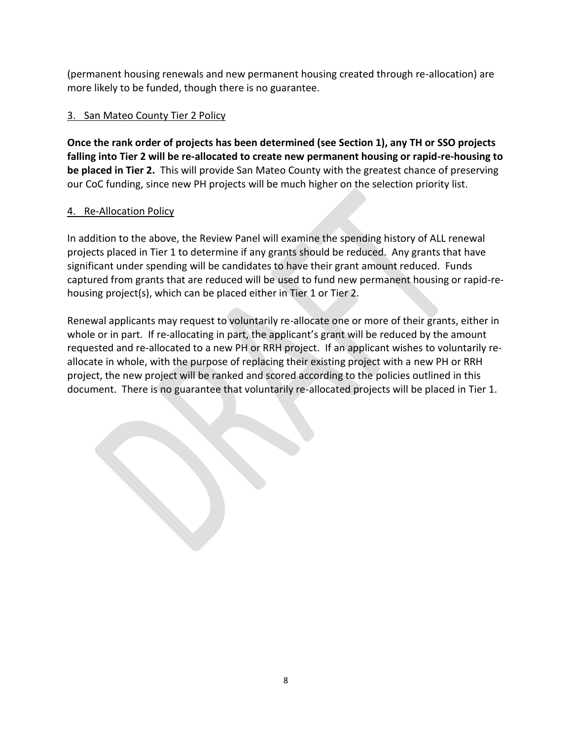(permanent housing renewals and new permanent housing created through re-allocation) are more likely to be funded, though there is no guarantee.

## 3. San Mateo County Tier 2 Policy

**Once the rank order of projects has been determined (see Section 1), any TH or SSO projects falling into Tier 2 will be re-allocated to create new permanent housing or rapid-re-housing to be placed in Tier 2.** This will provide San Mateo County with the greatest chance of preserving our CoC funding, since new PH projects will be much higher on the selection priority list.

## 4. Re-Allocation Policy

In addition to the above, the Review Panel will examine the spending history of ALL renewal projects placed in Tier 1 to determine if any grants should be reduced. Any grants that have significant under spending will be candidates to have their grant amount reduced. Funds captured from grants that are reduced will be used to fund new permanent housing or rapid-re-housing project(s), which can be placed either in Tier 1 or Tier 2.

Renewal applicants may request to voluntarily re-allocate one or more of their grants, either in whole or in part. If re-allocating in part, the applicant's grant will be reduced by the amount requested and re-allocated to a new PH or RRH project. If an applicant wishes to voluntarily re-allocate in whole, with the purpose of replacing their existing project with a new PH or RRH project, the new project will be ranked and scored according to the policies outlined in this document. There is no guarantee that voluntarily re-allocated projects will be placed in Tier 1.